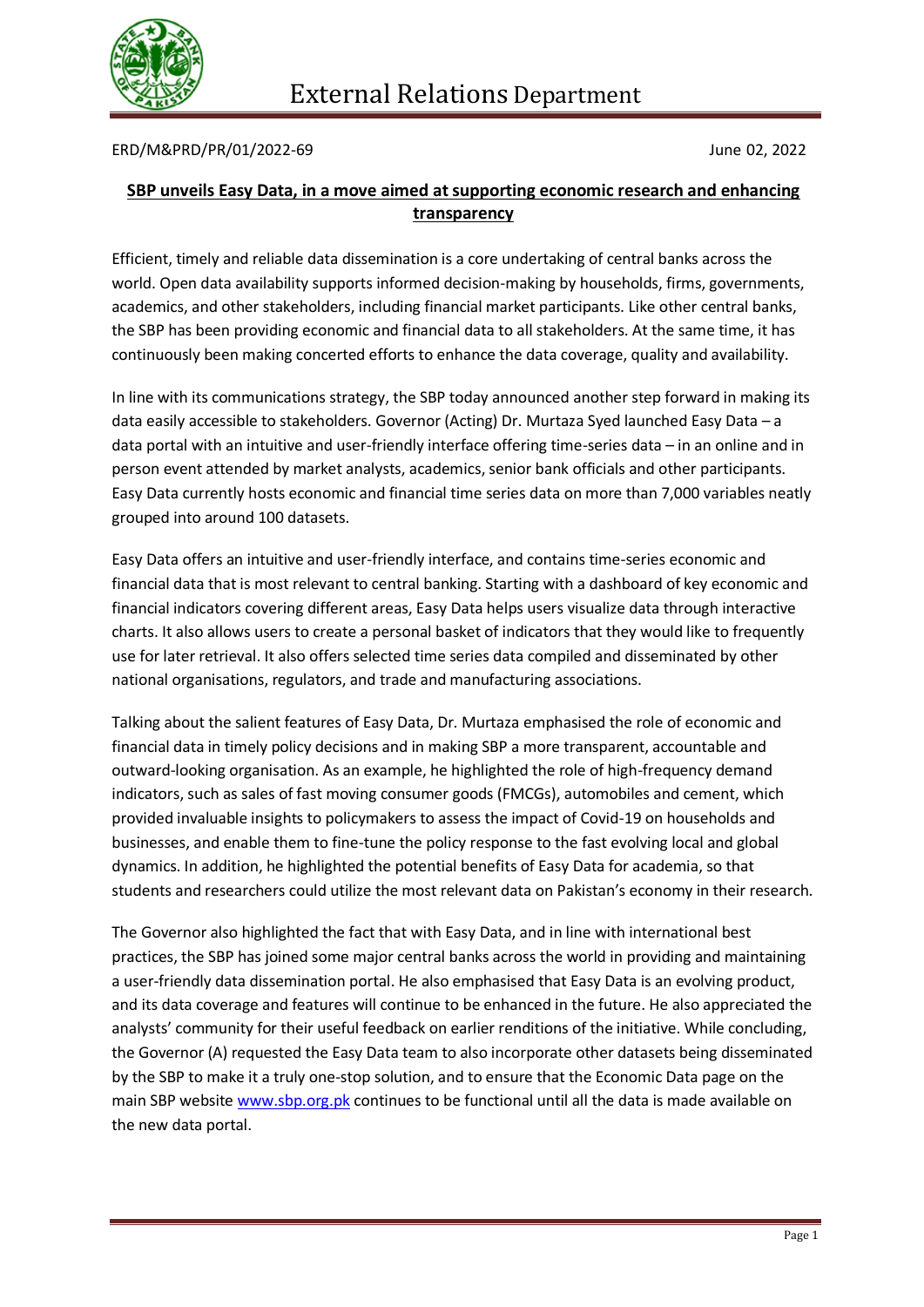# External Relations Department

ERD/M&PRD/PR/01/2022-69

June 02, 2022

## SBP unveils Easy Data, in a move aimed at supporting economic research and enhancing transparency

Efficient, timely and reliable data dissemination is a core undertaking of central banks across the world. Open data availability supports informed decision-making by households, firms, governments, academics, and other stakeholders, including financial market participants. Like other central banks, the SBP has been providing economic and financial data to all stakeholders. At the same time, it has continuously been making concerted efforts to enhance the data coverage, quality and availability.

In line with its communications strategy, the SBP today announced another step forward in making its data easily accessible to stakeholders. Governor (Acting) Dr. Murtaza Syed launched Easy Data – a data portal with an intuitive and user-friendly interface offering time-series data – in an online and in person event attended by market analysts, academics, senior bank officials and other participants. Easy Data currently hosts economic and financial time series data on more than 7,000 variables neatly grouped into around 100 datasets.

Easy Data offers an intuitive and user-friendly interface, and contains time-series economic and financial data that is most relevant to central banking. Starting with a dashboard of key economic and financial indicators covering different areas, Easy Data helps users visualize data through interactive charts. It also allows users to create a personal basket of indicators that they would like to frequently use for later retrieval. It also offers selected time series data compiled and disseminated by other national organisations, regulators, and trade and manufacturing associations.

Talking about the salient features of Easy Data, Dr. Murtaza emphasised the role of economic and financial data in timely policy decisions and in making SBP a more transparent, accountable and outward-looking organisation. As an example, he highlighted the role of high-frequency demand indicators, such as sales of fast moving consumer goods (FMCGs), automobiles and cement, which provided invaluable insights to policymakers to assess the impact of Covid-19 on households and businesses, and enable them to fine-tune the policy response to the fast evolving local and global dynamics. In addition, he highlighted the potential benefits of Easy Data for academia, so that students and researchers could utilize the most relevant data on Pakistan's economy in their research.

The Governor also highlighted the fact that with Easy Data, and in line with international best practices, the SBP has joined some major central banks across the world in providing and maintaining a user-friendly data dissemination portal. He also emphasised that Easy Data is an evolving product, and its data coverage and features will continue to be enhanced in the future. He also appreciated the analysts' community for their useful feedback on earlier renditions of the initiative. While concluding, the Governor (A) requested the Easy Data team to also incorporate other datasets being disseminated by the SBP to make it a truly one-stop solution, and to ensure that the Economic Data page on the main SBP website [www.sbp.org.pk](http://www.sbp.org.pk) continues to be functional until all the data is made available on the new data portal.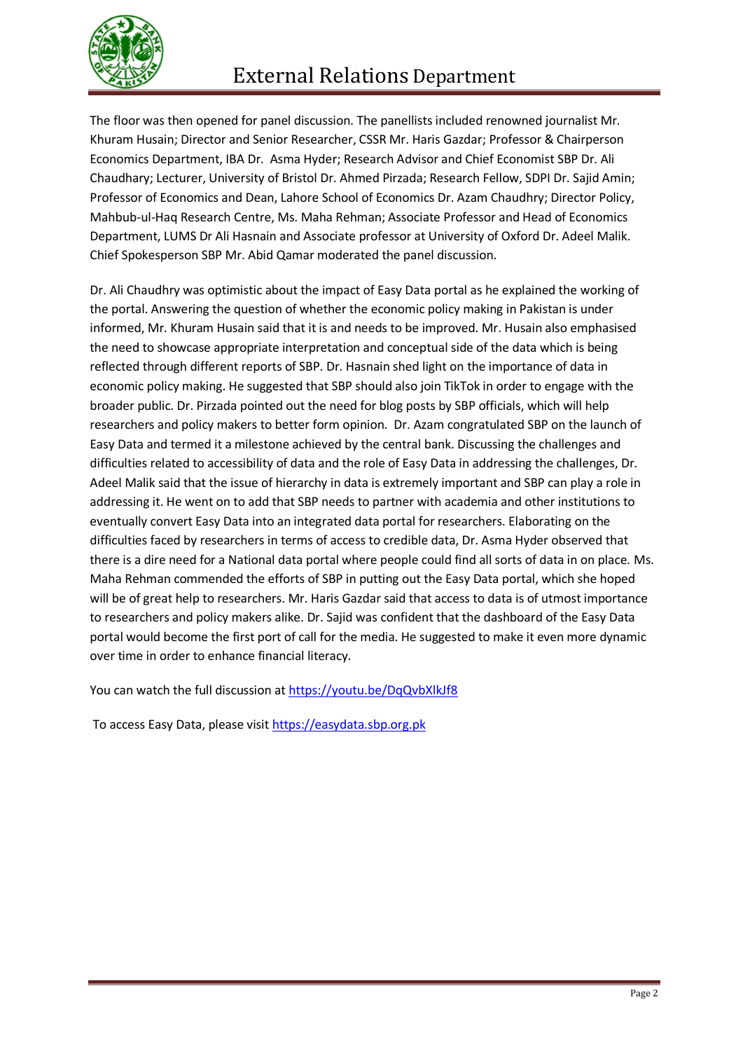The floor was then opened for panel discussion. The panellists included renowned journalist Mr. Khuram Husain; Director and Senior Researcher, CSSR Mr. Haris Gazdar; Professor & Chairperson Economics Department, IBA Dr. Asma Hyder; Research Advisor and Chief Economist SBP Dr. Ali Chaudhary; Lecturer, University of Bristol Dr. Ahmed Pirzada; Research Fellow, SDPI Dr. Sajid Amin; Professor of Economics and Dean, Lahore School of Economics Dr. Azam Chaudhry; Director Policy, Mahbub-ul-Haq Research Centre, Ms. Maha Rehman; Associate Professor and Head of Economics Department, LUMS Dr Ali Hasnain and Associate professor at University of Oxford Dr. Adeel Malik. Chief Spokesperson SBP Mr. Abid Qamar moderated the panel discussion.

Dr. Ali Chaudhry was optimistic about the impact of Easy Data portal as he explained the working of the portal. Answering the question of whether the economic policy making in Pakistan is under informed, Mr. Khuram Husain said that it is and needs to be improved. Mr. Husain also emphasised the need to showcase appropriate interpretation and conceptual side of the data which is being reflected through different reports of SBP. Dr. Hasnain shed light on the importance of data in economic policy making. He suggested that SBP should also join TikTok in order to engage with the broader public. Dr. Pirzada pointed out the need for blog posts by SBP officials, which will help researchers and policy makers to better form opinion. Dr. Azam congratulated SBP on the launch of Easy Data and termed it a milestone achieved by the central bank. Discussing the challenges and difficulties related to accessibility of data and the role of Easy Data in addressing the challenges, Dr. Adeel Malik said that the issue of hierarchy in data is extremely important and SBP can play a role in addressing it. He went on to add that SBP needs to partner with academia and other institutions to eventually convert Easy Data into an integrated data portal for researchers. Elaborating on the difficulties faced by researchers in terms of access to credible data, Dr. Asma Hyder observed that there is a dire need for a National data portal where people could find all sorts of data in on place. Ms. Maha Rehman commended the efforts of SBP in putting out the Easy Data portal, which she hoped will be of great help to researchers. Mr. Haris Gazdar said that access to data is of utmost importance to researchers and policy makers alike. Dr. Sajid was confident that the dashboard of the Easy Data portal would become the first port of call for the media. He suggested to make it even more dynamic over time in order to enhance financial literacy.

You can watch the full discussion at https://youtu.be/DqQvbXlkJf8

To access Easy Data, please visit https://easydata.sbp.org.pk